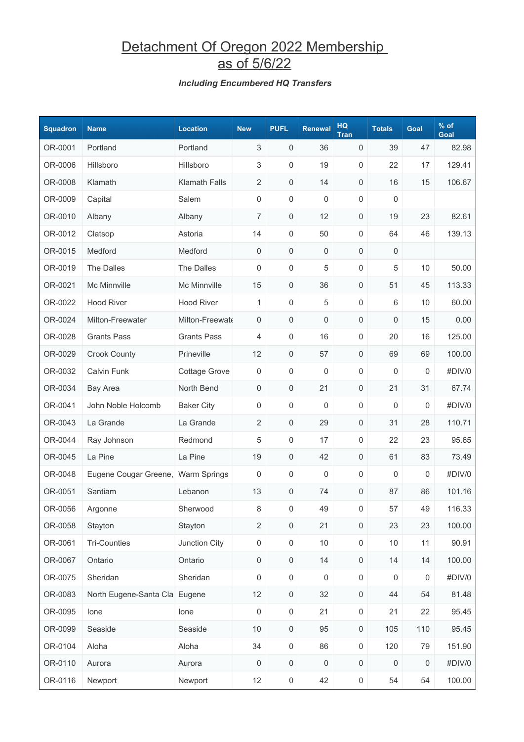# Detachment Of Oregon 2022 Membership as of 5/6/22

***Including Encumbered HQ Transfers***

| Squadron | Name | Location | New | PUFL | Renewal | HQ Tran | Totals | Goal | % of Goal |
|---|---|---|---|---|---|---|---|---|---|
| OR-0001 | Portland | Portland | 3 | 0 | 36 | 0 | 39 | 47 | 82.98 |
| OR-0006 | Hillsboro | Hillsboro | 3 | 0 | 19 | 0 | 22 | 17 | 129.41 |
| OR-0008 | Klamath | Klamath Falls | 2 | 0 | 14 | 0 | 16 | 15 | 106.67 |
| OR-0009 | Capital | Salem | 0 | 0 | 0 | 0 | 0 | | |
| OR-0010 | Albany | Albany | 7 | 0 | 12 | 0 | 19 | 23 | 82.61 |
| OR-0012 | Clatsop | Astoria | 14 | 0 | 50 | 0 | 64 | 46 | 139.13 |
| OR-0015 | Medford | Medford | 0 | 0 | 0 | 0 | 0 | | |
| OR-0019 | The Dalles | The Dalles | 0 | 0 | 5 | 0 | 5 | 10 | 50.00 |
| OR-0021 | Mc Minnville | Mc Minnville | 15 | 0 | 36 | 0 | 51 | 45 | 113.33 |
| OR-0022 | Hood River | Hood River | 1 | 0 | 5 | 0 | 6 | 10 | 60.00 |
| OR-0024 | Milton-Freewater | Milton-Freewate | 0 | 0 | 0 | 0 | 0 | 15 | 0.00 |
| OR-0028 | Grants Pass | Grants Pass | 4 | 0 | 16 | 0 | 20 | 16 | 125.00 |
| OR-0029 | Crook County | Prineville | 12 | 0 | 57 | 0 | 69 | 69 | 100.00 |
| OR-0032 | Calvin Funk | Cottage Grove | 0 | 0 | 0 | 0 | 0 | 0 | #DIV/0 |
| OR-0034 | Bay Area | North Bend | 0 | 0 | 21 | 0 | 21 | 31 | 67.74 |
| OR-0041 | John Noble Holcomb | Baker City | 0 | 0 | 0 | 0 | 0 | 0 | #DIV/0 |
| OR-0043 | La Grande | La Grande | 2 | 0 | 29 | 0 | 31 | 28 | 110.71 |
| OR-0044 | Ray Johnson | Redmond | 5 | 0 | 17 | 0 | 22 | 23 | 95.65 |
| OR-0045 | La Pine | La Pine | 19 | 0 | 42 | 0 | 61 | 83 | 73.49 |
| OR-0048 | Eugene Cougar Greene, | Warm Springs | 0 | 0 | 0 | 0 | 0 | 0 | #DIV/0 |
| OR-0051 | Santiam | Lebanon | 13 | 0 | 74 | 0 | 87 | 86 | 101.16 |
| OR-0056 | Argonne | Sherwood | 8 | 0 | 49 | 0 | 57 | 49 | 116.33 |
| OR-0058 | Stayton | Stayton | 2 | 0 | 21 | 0 | 23 | 23 | 100.00 |
| OR-0061 | Tri-Counties | Junction City | 0 | 0 | 10 | 0 | 10 | 11 | 90.91 |
| OR-0067 | Ontario | Ontario | 0 | 0 | 14 | 0 | 14 | 14 | 100.00 |
| OR-0075 | Sheridan | Sheridan | 0 | 0 | 0 | 0 | 0 | 0 | #DIV/0 |
| OR-0083 | North Eugene-Santa Cla | Eugene | 12 | 0 | 32 | 0 | 44 | 54 | 81.48 |
| OR-0095 | Ione | Ione | 0 | 0 | 21 | 0 | 21 | 22 | 95.45 |
| OR-0099 | Seaside | Seaside | 10 | 0 | 95 | 0 | 105 | 110 | 95.45 |
| OR-0104 | Aloha | Aloha | 34 | 0 | 86 | 0 | 120 | 79 | 151.90 |
| OR-0110 | Aurora | Aurora | 0 | 0 | 0 | 0 | 0 | 0 | #DIV/0 |
| OR-0116 | Newport | Newport | 12 | 0 | 42 | 0 | 54 | 54 | 100.00 |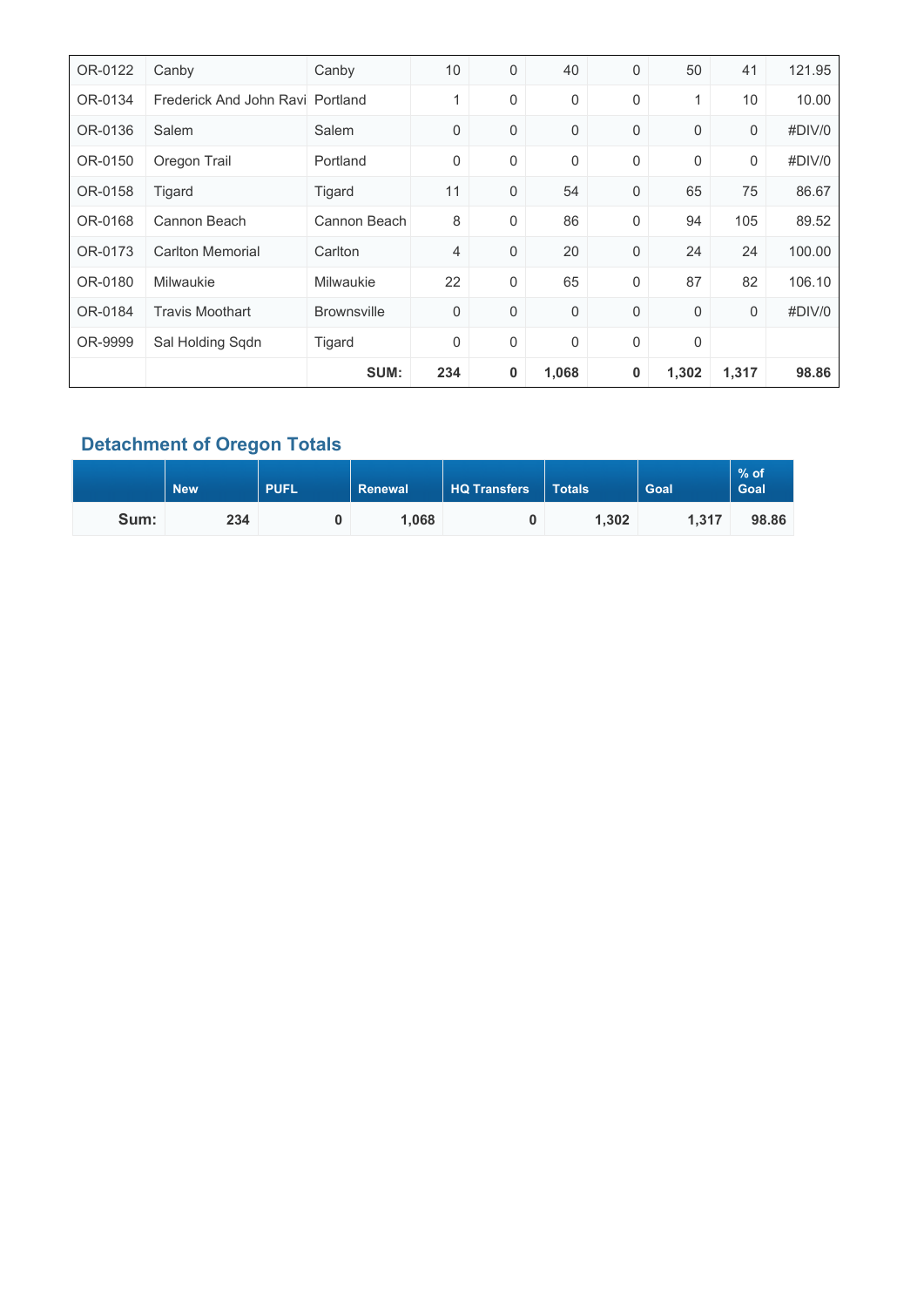| | | | | | | | | | |
|---|---|---|---|---|---|---|---|---|---|
| OR-0122 | Canby | Canby | 10 | 0 | 40 | 0 | 50 | 41 | 121.95 |
| OR-0134 | Frederick And John Ravi | Portland | 1 | 0 | 0 | 0 | 1 | 10 | 10.00 |
| OR-0136 | Salem | Salem | 0 | 0 | 0 | 0 | 0 | 0 | #DIV/0 |
| OR-0150 | Oregon Trail | Portland | 0 | 0 | 0 | 0 | 0 | 0 | #DIV/0 |
| OR-0158 | Tigard | Tigard | 11 | 0 | 54 | 0 | 65 | 75 | 86.67 |
| OR-0168 | Cannon Beach | Cannon Beach | 8 | 0 | 86 | 0 | 94 | 105 | 89.52 |
| OR-0173 | Carlton Memorial | Carlton | 4 | 0 | 20 | 0 | 24 | 24 | 100.00 |
| OR-0180 | Milwaukie | Milwaukie | 22 | 0 | 65 | 0 | 87 | 82 | 106.10 |
| OR-0184 | Travis Moothart | Brownsville | 0 | 0 | 0 | 0 | 0 | 0 | #DIV/0 |
| OR-9999 | Sal Holding Sqdn | Tigard | 0 | 0 | 0 | 0 | 0 | | |
| | | **SUM:** | **234** | **0** | **1,068** | **0** | **1,302** | **1,317** | **98.86** |

## Detachment of Oregon Totals

| | New | PUFL | Renewal | HQ Transfers | Totals | Goal | % of Goal |
|---|---|---|---|---|---|---|---|
| **Sum:** | **234** | **0** | **1,068** | **0** | **1,302** | **1,317** | **98.86** |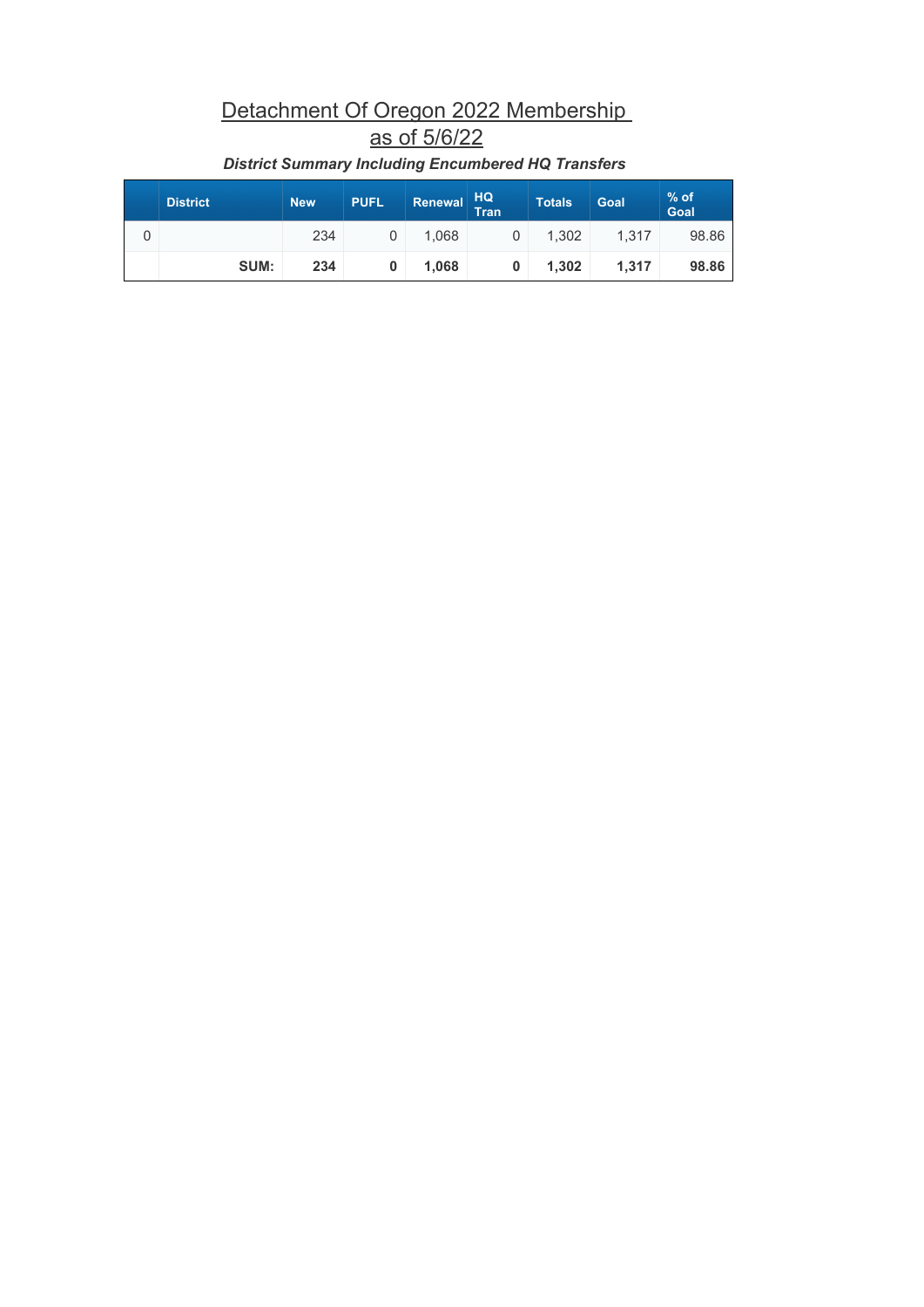# Detachment Of Oregon 2022 Membership as of 5/6/22

***District Summary Including Encumbered HQ Transfers***

| | District | New | PUFL | Renewal | HQ Tran | Totals | Goal | % of Goal |
|---|---|---|---|---|---|---|---|---|
| 0 | | 234 | 0 | 1,068 | 0 | 1,302 | 1,317 | 98.86 |
| | **SUM:** | **234** | **0** | **1,068** | **0** | **1,302** | **1,317** | **98.86** |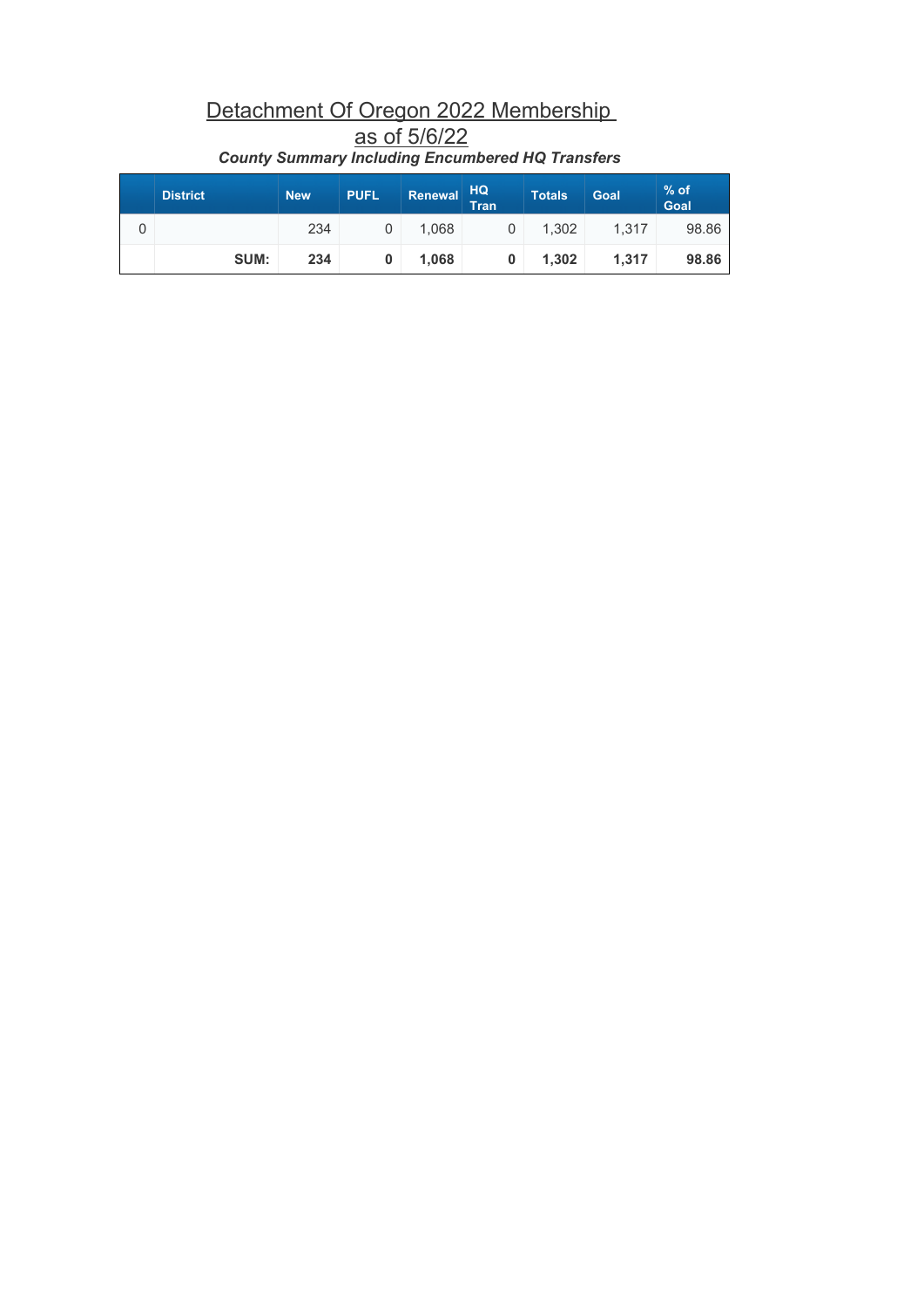# Detachment Of Oregon 2022 Membership as of 5/6/22

***County Summary Including Encumbered HQ Transfers***

| | District | New | PUFL | Renewal | HQ Tran | Totals | Goal | % of Goal |
|---|---|---|---|---|---|---|---|---|
| 0 | | 234 | 0 | 1,068 | 0 | 1,302 | 1,317 | 98.86 |
| | **SUM:** | **234** | **0** | **1,068** | **0** | **1,302** | **1,317** | **98.86** |